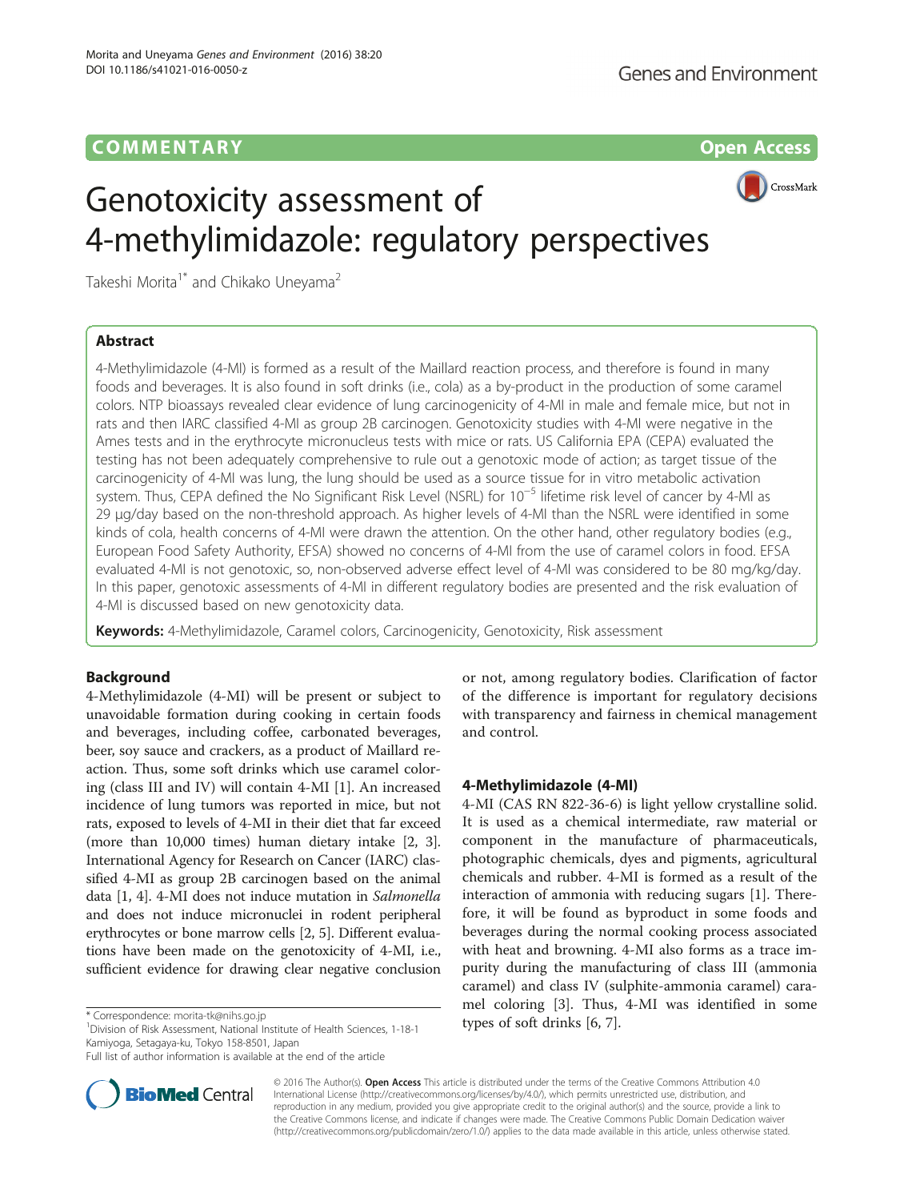COMMENTARY **Open Access**

# Genotoxicity assessment of 4-methylimidazole: regulatory perspectives

Takeshi Morita[1*] and Chikako Uneyama[2]

## Abstract

4-Methylimidazole (4-MI) is formed as a result of the Maillard reaction process, and therefore is found in many foods and beverages. It is also found in soft drinks (i.e., cola) as a by-product in the production of some caramel colors. NTP bioassays revealed clear evidence of lung carcinogenicity of 4-MI in male and female mice, but not in rats and then IARC classified 4-MI as group 2B carcinogen. Genotoxicity studies with 4-MI were negative in the Ames tests and in the erythrocyte micronucleus tests with mice or rats. US California EPA (CEPA) evaluated the testing has not been adequately comprehensive to rule out a genotoxic mode of action; as target tissue of the carcinogenicity of 4-MI was lung, the lung should be used as a source tissue for in vitro metabolic activation system. Thus, CEPA defined the No Significant Risk Level (NSRL) for $10^{-5}$ lifetime risk level of cancer by 4-MI as 29 μg/day based on the non-threshold approach. As higher levels of 4-MI than the NSRL were identified in some kinds of cola, health concerns of 4-MI were drawn the attention. On the other hand, other regulatory bodies (e.g., European Food Safety Authority, EFSA) showed no concerns of 4-MI from the use of caramel colors in food. EFSA evaluated 4-MI is not genotoxic, so, non-observed adverse effect level of 4-MI was considered to be 80 mg/kg/day. In this paper, genotoxic assessments of 4-MI in different regulatory bodies are presented and the risk evaluation of 4-MI is discussed based on new genotoxicity data.

**Keywords:** 4-Methylimidazole, Caramel colors, Carcinogenicity, Genotoxicity, Risk assessment

## Background

4-Methylimidazole (4-MI) will be present or subject to unavoidable formation during cooking in certain foods and beverages, including coffee, carbonated beverages, beer, soy sauce and crackers, as a product of Maillard reaction. Thus, some soft drinks which use caramel coloring (class III and IV) will contain 4-MI [1]. An increased incidence of lung tumors was reported in mice, but not rats, exposed to levels of 4-MI in their diet that far exceed (more than 10,000 times) human dietary intake [2, 3]. International Agency for Research on Cancer (IARC) classified 4-MI as group 2B carcinogen based on the animal data [1, 4]. 4-MI does not induce mutation in *Salmonella* and does not induce micronuclei in rodent peripheral erythrocytes or bone marrow cells [2, 5]. Different evaluations have been made on the genotoxicity of 4-MI, i.e., sufficient evidence for drawing clear negative conclusion or not, among regulatory bodies. Clarification of factor of the difference is important for regulatory decisions with transparency and fairness in chemical management and control.

## 4-Methylimidazole (4-MI)

4-MI (CAS RN 822-36-6) is light yellow crystalline solid. It is used as a chemical intermediate, raw material or component in the manufacture of pharmaceuticals, photographic chemicals, dyes and pigments, agricultural chemicals and rubber. 4-MI is formed as a result of the interaction of ammonia with reducing sugars [1]. Therefore, it will be found as byproduct in some foods and beverages during the normal cooking process associated with heat and browning. 4-MI also forms as a trace impurity during the manufacturing of class III (ammonia caramel) and class IV (sulphite-ammonia caramel) caramel coloring [3]. Thus, 4-MI was identified in some types of soft drinks [6, 7].

\* Correspondence: morita-tk@nihs.go.jp

[1] Division of Risk Assessment, National Institute of Health Sciences, 1-18-1 Kamiyoga, Setagaya-ku, Tokyo 158-8501, Japan

Full list of author information is available at the end of the article

© 2016 The Author(s). **Open Access** This article is distributed under the terms of the Creative Commons Attribution 4.0 International License (http://creativecommons.org/licenses/by/4.0/), which permits unrestricted use, distribution, and reproduction in any medium, provided you give appropriate credit to the original author(s) and the source, provide a link to the Creative Commons license, and indicate if changes were made. The Creative Commons Public Domain Dedication waiver (http://creativecommons.org/publicdomain/zero/1.0/) applies to the data made available in this article, unless otherwise stated.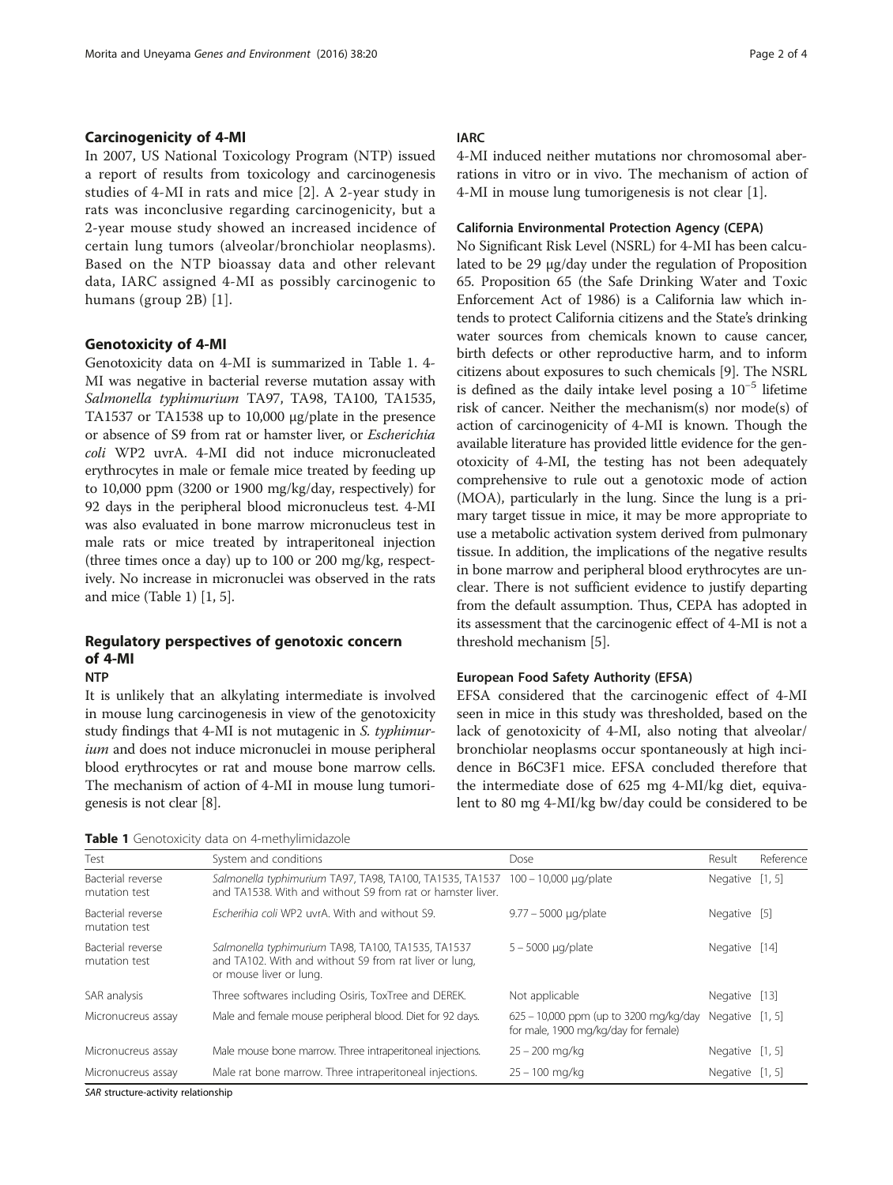## Carcinogenicity of 4-MI

In 2007, US National Toxicology Program (NTP) issued a report of results from toxicology and carcinogenesis studies of 4-MI in rats and mice [2]. A 2-year study in rats was inconclusive regarding carcinogenicity, but a 2-year mouse study showed an increased incidence of certain lung tumors (alveolar/bronchiolar neoplasms). Based on the NTP bioassay data and other relevant data, IARC assigned 4-MI as possibly carcinogenic to humans (group 2B) [1].

## Genotoxicity of 4-MI

Genotoxicity data on 4-MI is summarized in Table 1. 4-MI was negative in bacterial reverse mutation assay with *Salmonella typhimurium* TA97, TA98, TA100, TA1535, TA1537 or TA1538 up to 10,000 μg/plate in the presence or absence of S9 from rat or hamster liver, or *Escherichia coli* WP2 uvrA. 4-MI did not induce micronucleated erythrocytes in male or female mice treated by feeding up to 10,000 ppm (3200 or 1900 mg/kg/day, respectively) for 92 days in the peripheral blood micronucleus test. 4-MI was also evaluated in bone marrow micronucleus test in male rats or mice treated by intraperitoneal injection (three times once a day) up to 100 or 200 mg/kg, respectively. No increase in micronuclei was observed in the rats and mice (Table 1) [1, 5].

## Regulatory perspectives of genotoxic concern of 4-MI

### NTP

It is unlikely that an alkylating intermediate is involved in mouse lung carcinogenesis in view of the genotoxicity study findings that 4-MI is not mutagenic in *S. typhimurium* and does not induce micronuclei in mouse peripheral blood erythrocytes or rat and mouse bone marrow cells. The mechanism of action of 4-MI in mouse lung tumorigenesis is not clear [8].

### IARC

4-MI induced neither mutations nor chromosomal aberrations in vitro or in vivo. The mechanism of action of 4-MI in mouse lung tumorigenesis is not clear [1].

### California Environmental Protection Agency (CEPA)

No Significant Risk Level (NSRL) for 4-MI has been calculated to be 29 μg/day under the regulation of Proposition 65. Proposition 65 (the Safe Drinking Water and Toxic Enforcement Act of 1986) is a California law which intends to protect California citizens and the State's drinking water sources from chemicals known to cause cancer, birth defects or other reproductive harm, and to inform citizens about exposures to such chemicals [9]. The NSRL is defined as the daily intake level posing a $10^{-5}$ lifetime risk of cancer. Neither the mechanism(s) nor mode(s) of action of carcinogenicity of 4-MI is known. Though the available literature has provided little evidence for the genotoxicity of 4-MI, the testing has not been adequately comprehensive to rule out a genotoxic mode of action (MOA), particularly in the lung. Since the lung is a primary target tissue in mice, it may be more appropriate to use a metabolic activation system derived from pulmonary tissue. In addition, the implications of the negative results in bone marrow and peripheral blood erythrocytes are unclear. There is not sufficient evidence to justify departing from the default assumption. Thus, CEPA has adopted in its assessment that the carcinogenic effect of 4-MI is not a threshold mechanism [5].

### European Food Safety Authority (EFSA)

EFSA considered that the carcinogenic effect of 4-MI seen in mice in this study was thresholded, based on the lack of genotoxicity of 4-MI, also noting that alveolar/bronchiolar neoplasms occur spontaneously at high incidence in B6C3F1 mice. EFSA concluded therefore that the intermediate dose of 625 mg 4-MI/kg diet, equivalent to 80 mg 4-MI/kg bw/day could be considered to be

**Table 1** Genotoxicity data on 4-methylimidazole

| Test | System and conditions | Dose | Result | Reference |
|---|---|---|---|---|
| Bacterial reverse mutation test | *Salmonella typhimurium* TA97, TA98, TA100, TA1535, TA1537 and TA1538. With and without S9 from rat or hamster liver. | 100 – 10,000 μg/plate | Negative | [1, 5] |
| Bacterial reverse mutation test | *Escherihia coli* WP2 uvrA. With and without S9. | 9.77 – 5000 μg/plate | Negative | [5] |
| Bacterial reverse mutation test | *Salmonella typhimurium* TA98, TA100, TA1535, TA1537 and TA102. With and without S9 from rat liver or lung, or mouse liver or lung. | 5 – 5000 μg/plate | Negative | [14] |
| SAR analysis | Three softwares including Osiris, ToxTree and DEREK. | Not applicable | Negative | [13] |
| Micronucreus assay | Male and female mouse peripheral blood. Diet for 92 days. | 625 – 10,000 ppm (up to 3200 mg/kg/day for male, 1900 mg/kg/day for female) | Negative | [1, 5] |
| Micronucreus assay | Male mouse bone marrow. Three intraperitoneal injections. | 25 – 200 mg/kg | Negative | [1, 5] |
| Micronucreus assay | Male rat bone marrow. Three intraperitoneal injections. | 25 – 100 mg/kg | Negative | [1, 5] |

*SAR* structure-activity relationship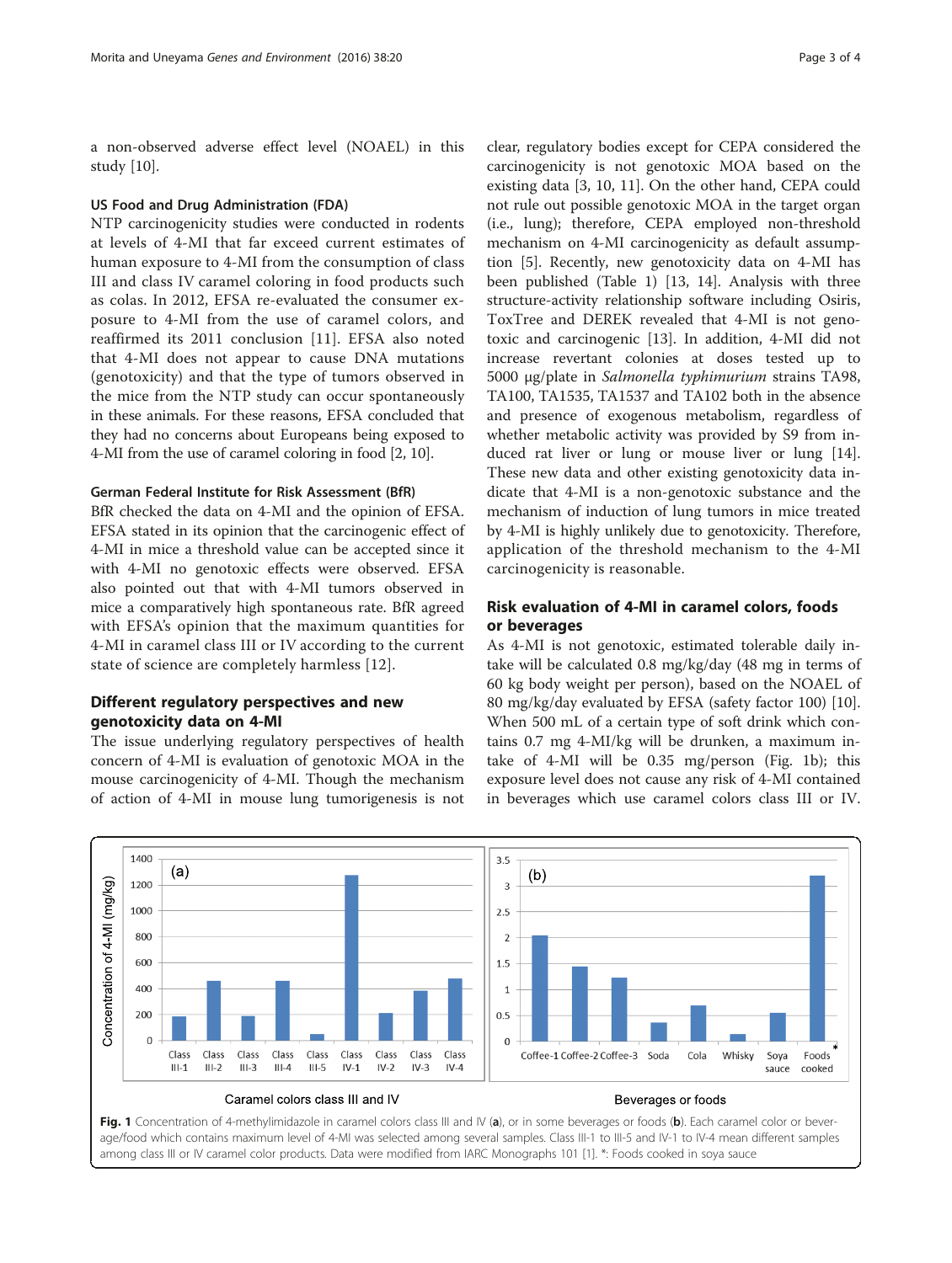a non-observed adverse effect level (NOAEL) in this study [10].

#### US Food and Drug Administration (FDA)

NTP carcinogenicity studies were conducted in rodents at levels of 4-MI that far exceed current estimates of human exposure to 4-MI from the consumption of class III and class IV caramel coloring in food products such as colas. In 2012, EFSA re-evaluated the consumer exposure to 4-MI from the use of caramel colors, and reaffirmed its 2011 conclusion [11]. EFSA also noted that 4-MI does not appear to cause DNA mutations (genotoxicity) and that the type of tumors observed in the mice from the NTP study can occur spontaneously in these animals. For these reasons, EFSA concluded that they had no concerns about Europeans being exposed to 4-MI from the use of caramel coloring in food [2, 10].

#### German Federal Institute for Risk Assessment (BfR)

BfR checked the data on 4-MI and the opinion of EFSA. EFSA stated in its opinion that the carcinogenic effect of 4-MI in mice a threshold value can be accepted since it with 4-MI no genotoxic effects were observed. EFSA also pointed out that with 4-MI tumors observed in mice a comparatively high spontaneous rate. BfR agreed with EFSA's opinion that the maximum quantities for 4-MI in caramel class III or IV according to the current state of science are completely harmless [12].

### Different regulatory perspectives and new genotoxicity data on 4-MI

The issue underlying regulatory perspectives of health concern of 4-MI is evaluation of genotoxic MOA in the mouse carcinogenicity of 4-MI. Though the mechanism of action of 4-MI in mouse lung tumorigenesis is not clear, regulatory bodies except for CEPA considered the carcinogenicity is not genotoxic MOA based on the existing data [3, 10, 11]. On the other hand, CEPA could not rule out possible genotoxic MOA in the target organ (i.e., lung); therefore, CEPA employed non-threshold mechanism on 4-MI carcinogenicity as default assumption [5]. Recently, new genotoxicity data on 4-MI has been published (Table 1) [13, 14]. Analysis with three structure-activity relationship software including Osiris, ToxTree and DEREK revealed that 4-MI is not genotoxic and carcinogenic [13]. In addition, 4-MI did not increase revertant colonies at doses tested up to 5000 μg/plate in *Salmonella typhimurium* strains TA98, TA100, TA1535, TA1537 and TA102 both in the absence and presence of exogenous metabolism, regardless of whether metabolic activity was provided by S9 from induced rat liver or lung or mouse liver or lung [14]. These new data and other existing genotoxicity data indicate that 4-MI is a non-genotoxic substance and the mechanism of induction of lung tumors in mice treated by 4-MI is highly unlikely due to genotoxicity. Therefore, application of the threshold mechanism to the 4-MI carcinogenicity is reasonable.

### Risk evaluation of 4-MI in caramel colors, foods or beverages

As 4-MI is not genotoxic, estimated tolerable daily intake will be calculated 0.8 mg/kg/day (48 mg in terms of 60 kg body weight per person), based on the NOAEL of 80 mg/kg/day evaluated by EFSA (safety factor 100) [10]. When 500 mL of a certain type of soft drink which contains 0.7 mg 4-MI/kg will be drunken, a maximum intake of 4-MI will be 0.35 mg/person (Fig. 1b); this exposure level does not cause any risk of 4-MI contained in beverages which use caramel colors class III or IV.

(a)
Concentration of 4-MI (mg/kg)
0
200
400
600
800
1000
1200
1400
Class III-1
Class III-2
Class III-3
Class III-4
Class III-5
Class IV-1
Class IV-2
Class IV-3
Class IV-4
Caramel colors class III and IV

(b)
0
0.5
1
1.5
2
2.5
3
3.5
Coffee-1
Coffee-2
Coffee-3
Soda
Cola
Whisky
Soya sauce
Foods cooked *
Beverages or foods

**Fig. 1** Concentration of 4-methylimidazole in caramel colors class III and IV (**a**), or in some beverages or foods (**b**). Each caramel color or beverage/food which contains maximum level of 4-MI was selected among several samples. Class III-1 to III-5 and IV-1 to IV-4 mean different samples among class III or IV caramel color products. Data were modified from IARC Monographs 101 [1]. *: Foods cooked in soya sauce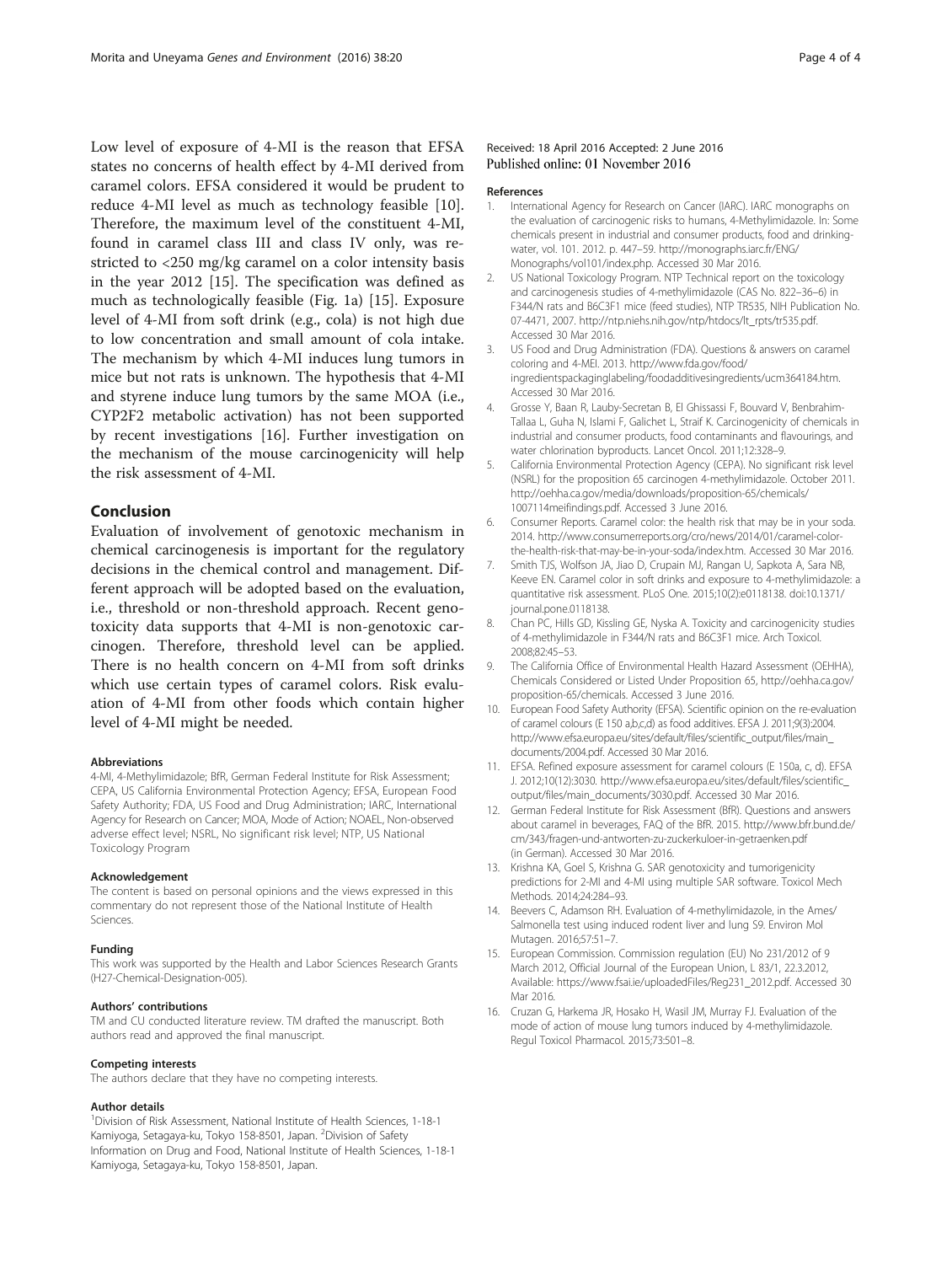Low level of exposure of 4-MI is the reason that EFSA states no concerns of health effect by 4-MI derived from caramel colors. EFSA considered it would be prudent to reduce 4-MI level as much as technology feasible [10]. Therefore, the maximum level of the constituent 4-MI, found in caramel class III and class IV only, was restricted to <250 mg/kg caramel on a color intensity basis in the year 2012 [15]. The specification was defined as much as technologically feasible (Fig. 1a) [15]. Exposure level of 4-MI from soft drink (e.g., cola) is not high due to low concentration and small amount of cola intake. The mechanism by which 4-MI induces lung tumors in mice but not rats is unknown. The hypothesis that 4-MI and styrene induce lung tumors by the same MOA (i.e., CYP2F2 metabolic activation) has not been supported by recent investigations [16]. Further investigation on the mechanism of the mouse carcinogenicity will help the risk assessment of 4-MI.

## Conclusion

Evaluation of involvement of genotoxic mechanism in chemical carcinogenesis is important for the regulatory decisions in the chemical control and management. Different approach will be adopted based on the evaluation, i.e., threshold or non-threshold approach. Recent genotoxicity data supports that 4-MI is non-genotoxic carcinogen. Therefore, threshold level can be applied. There is no health concern on 4-MI from soft drinks which use certain types of caramel colors. Risk evaluation of 4-MI from other foods which contain higher level of 4-MI might be needed.

#### Abbreviations

4-MI, 4-Methylimidazole; BfR, German Federal Institute for Risk Assessment; CEPA, US California Environmental Protection Agency; EFSA, European Food Safety Authority; FDA, US Food and Drug Administration; IARC, International Agency for Research on Cancer; MOA, Mode of Action; NOAEL, Non-observed adverse effect level; NSRL, No significant risk level; NTP, US National Toxicology Program

#### Acknowledgement

The content is based on personal opinions and the views expressed in this commentary do not represent those of the National Institute of Health Sciences.

#### Funding

This work was supported by the Health and Labor Sciences Research Grants (H27-Chemical-Designation-005).

#### Authors' contributions

TM and CU conducted literature review. TM drafted the manuscript. Both authors read and approved the final manuscript.

#### Competing interests

The authors declare that they have no competing interests.

#### Author details

[1]Division of Risk Assessment, National Institute of Health Sciences, 1-18-1 Kamiyoga, Setagaya-ku, Tokyo 158-8501, Japan. [2]Division of Safety Information on Drug and Food, National Institute of Health Sciences, 1-18-1 Kamiyoga, Setagaya-ku, Tokyo 158-8501, Japan.

Received: 18 April 2016 Accepted: 2 June 2016
Published online: 01 November 2016

#### References

1. International Agency for Research on Cancer (IARC). IARC monographs on the evaluation of carcinogenic risks to humans, 4-Methylimidazole. In: Some chemicals present in industrial and consumer products, food and drinking-water, vol. 101. 2012. p. 447–59. http://monographs.iarc.fr/ENG/Monographs/vol101/index.php. Accessed 30 Mar 2016.
2. US National Toxicology Program. NTP Technical report on the toxicology and carcinogenesis studies of 4-methylimidazole (CAS No. 822–36–6) in F344/N rats and B6C3F1 mice (feed studies), NTP TR535, NIH Publication No. 07-4471, 2007. http://ntp.niehs.nih.gov/ntp/htdocs/lt_rpts/tr535.pdf. Accessed 30 Mar 2016.
3. US Food and Drug Administration (FDA). Questions & answers on caramel coloring and 4-MEI. 2013. http://www.fda.gov/food/ingredientspackaginglabeling/foodadditivesingredients/ucm364184.htm. Accessed 30 Mar 2016.
4. Grosse Y, Baan R, Lauby-Secretan B, El Ghissassi F, Bouvard V, Benbrahim-Tallaa L, Guha N, Islami F, Galichet L, Straif K. Carcinogenicity of chemicals in industrial and consumer products, food contaminants and flavourings, and water chlorination byproducts. Lancet Oncol. 2011;12:328–9.
5. California Environmental Protection Agency (CEPA). No significant risk level (NSRL) for the proposition 65 carcinogen 4-methylimidazole. October 2011. http://oehha.ca.gov/media/downloads/proposition-65/chemicals/1007114meifindings.pdf. Accessed 3 June 2016.
6. Consumer Reports. Caramel color: the health risk that may be in your soda. 2014. http://www.consumerreports.org/cro/news/2014/01/caramel-color-the-health-risk-that-may-be-in-your-soda/index.htm. Accessed 30 Mar 2016.
7. Smith TJS, Wolfson JA, Jiao D, Crupain MJ, Rangan U, Sapkota A, Sara NB, Keeve EN. Caramel color in soft drinks and exposure to 4-methylimidazole: a quantitative risk assessment. PLoS One. 2015;10(2):e0118138. doi:10.1371/journal.pone.0118138.
8. Chan PC, Hills GD, Kissling GE, Nyska A. Toxicity and carcinogenicity studies of 4-methylimidazole in F344/N rats and B6C3F1 mice. Arch Toxicol. 2008;82:45–53.
9. The California Office of Environmental Health Hazard Assessment (OEHHA), Chemicals Considered or Listed Under Proposition 65, http://oehha.ca.gov/proposition-65/chemicals. Accessed 3 June 2016.
10. European Food Safety Authority (EFSA). Scientific opinion on the re-evaluation of caramel colours (E 150 a,b,c,d) as food additives. EFSA J. 2011;9(3):2004. http://www.efsa.europa.eu/sites/default/files/scientific_output/files/main_documents/2004.pdf. Accessed 30 Mar 2016.
11. EFSA. Refined exposure assessment for caramel colours (E 150a, c, d). EFSA J. 2012;10(12):3030. http://www.efsa.europa.eu/sites/default/files/scientific_output/files/main_documents/3030.pdf. Accessed 30 Mar 2016.
12. German Federal Institute for Risk Assessment (BfR). Questions and answers about caramel in beverages, FAQ of the BfR. 2015. http://www.bfr.bund.de/cm/343/fragen-und-antworten-zu-zuckerkuloer-in-getraenken.pdf (in German). Accessed 30 Mar 2016.
13. Krishna KA, Goel S, Krishna G. SAR genotoxicity and tumorigenicity predictions for 2-MI and 4-MI using multiple SAR software. Toxicol Mech Methods. 2014;24:284–93.
14. Beevers C, Adamson RH. Evaluation of 4-methylimidazole, in the Ames/Salmonella test using induced rodent liver and lung S9. Environ Mol Mutagen. 2016;57:51–7.
15. European Commission. Commission regulation (EU) No 231/2012 of 9 March 2012, Official Journal of the European Union, L 83/1, 22.3.2012, Available: https://www.fsai.ie/uploadedFiles/Reg231_2012.pdf. Accessed 30 Mar 2016.
16. Cruzan G, Harkema JR, Hosako H, Wasil JM, Murray FJ. Evaluation of the mode of action of mouse lung tumors induced by 4-methylimidazole. Regul Toxicol Pharmacol. 2015;73:501–8.